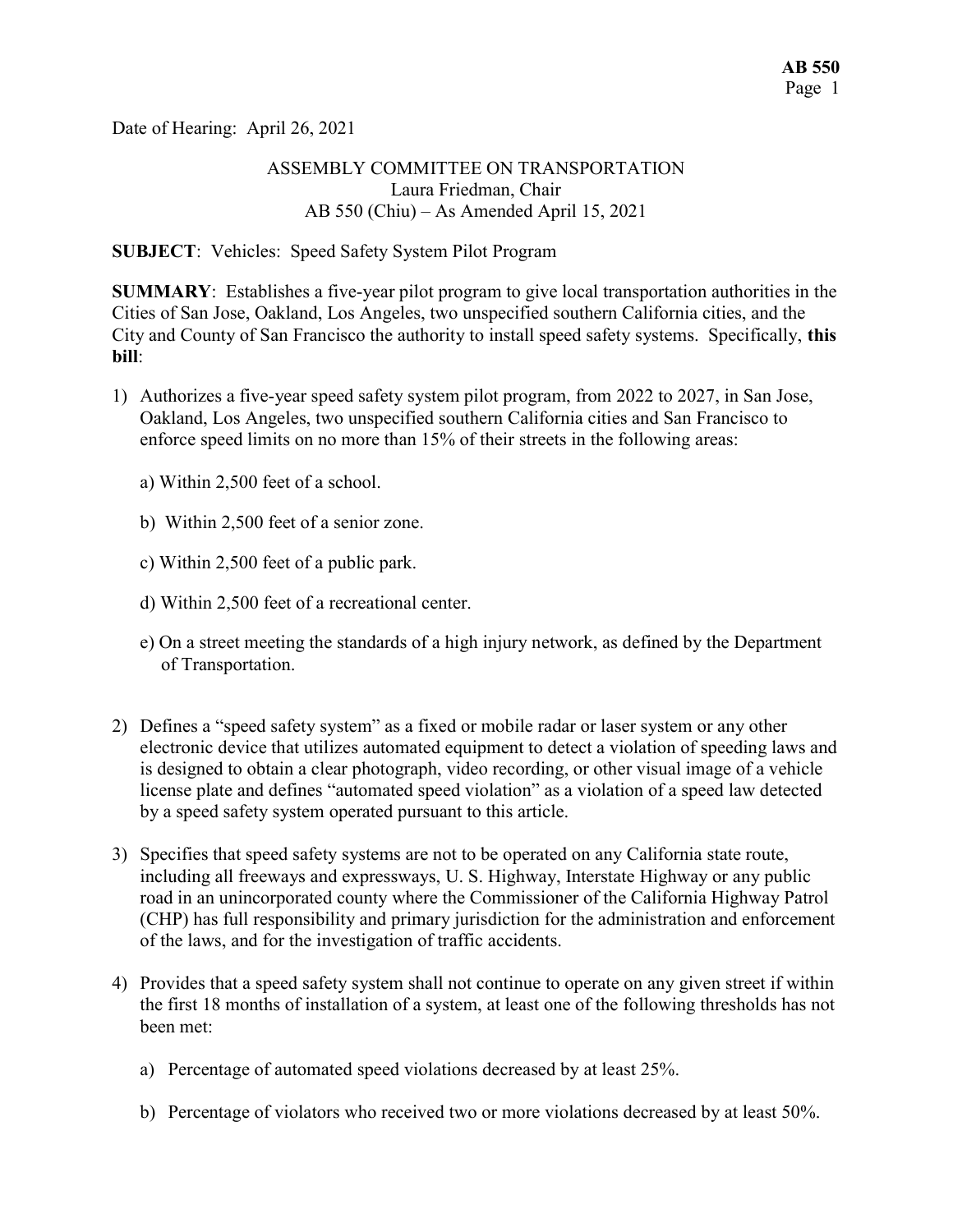Date of Hearing: April 26, 2021

ASSEMBLY COMMITTEE ON TRANSPORTATION
Laura Friedman, Chair
AB 550 (Chiu) – As Amended April 15, 2021

**SUBJECT**: Vehicles: Speed Safety System Pilot Program

**SUMMARY**: Establishes a five-year pilot program to give local transportation authorities in the Cities of San Jose, Oakland, Los Angeles, two unspecified southern California cities, and the City and County of San Francisco the authority to install speed safety systems. Specifically, **this bill**:

1) Authorizes a five-year speed safety system pilot program, from 2022 to 2027, in San Jose, Oakland, Los Angeles, two unspecified southern California cities and San Francisco to enforce speed limits on no more than 15% of their streets in the following areas:

   a) Within 2,500 feet of a school.

   b) Within 2,500 feet of a senior zone.

   c) Within 2,500 feet of a public park.

   d) Within 2,500 feet of a recreational center.

   e) On a street meeting the standards of a high injury network, as defined by the Department of Transportation.

2) Defines a "speed safety system" as a fixed or mobile radar or laser system or any other electronic device that utilizes automated equipment to detect a violation of speeding laws and is designed to obtain a clear photograph, video recording, or other visual image of a vehicle license plate and defines "automated speed violation" as a violation of a speed law detected by a speed safety system operated pursuant to this article.

3) Specifies that speed safety systems are not to be operated on any California state route, including all freeways and expressways, U. S. Highway, Interstate Highway or any public road in an unincorporated county where the Commissioner of the California Highway Patrol (CHP) has full responsibility and primary jurisdiction for the administration and enforcement of the laws, and for the investigation of traffic accidents.

4) Provides that a speed safety system shall not continue to operate on any given street if within the first 18 months of installation of a system, at least one of the following thresholds has not been met:

   a) Percentage of automated speed violations decreased by at least 25%.

   b) Percentage of violators who received two or more violations decreased by at least 50%.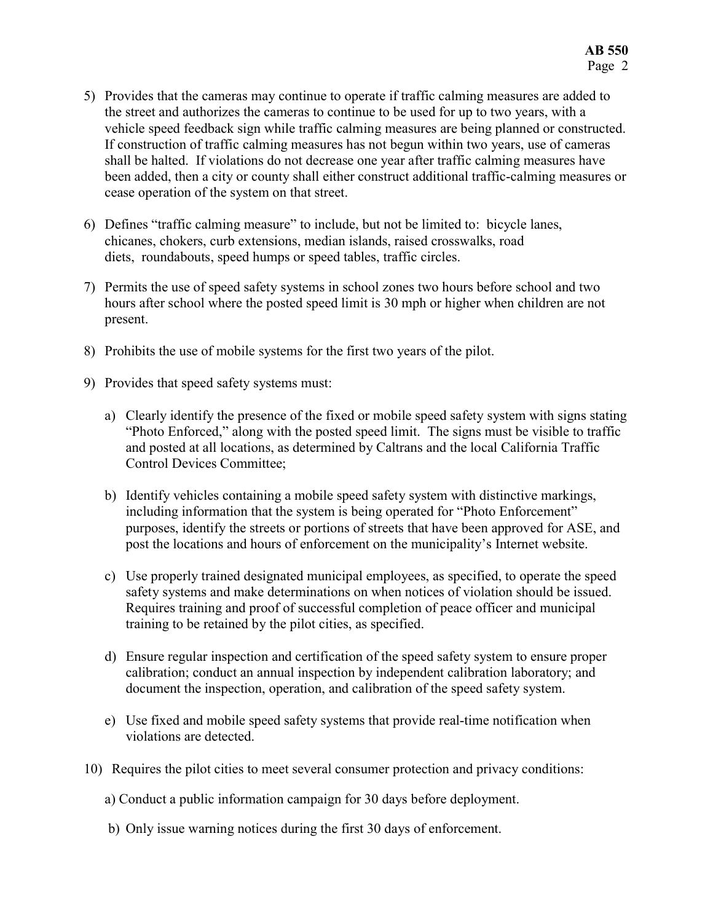5) Provides that the cameras may continue to operate if traffic calming measures are added to the street and authorizes the cameras to continue to be used for up to two years, with a vehicle speed feedback sign while traffic calming measures are being planned or constructed. If construction of traffic calming measures has not begun within two years, use of cameras shall be halted. If violations do not decrease one year after traffic calming measures have been added, then a city or county shall either construct additional traffic-calming measures or cease operation of the system on that street.

6) Defines "traffic calming measure" to include, but not be limited to: bicycle lanes, chicanes, chokers, curb extensions, median islands, raised crosswalks, road diets, roundabouts, speed humps or speed tables, traffic circles.

7) Permits the use of speed safety systems in school zones two hours before school and two hours after school where the posted speed limit is 30 mph or higher when children are not present.

8) Prohibits the use of mobile systems for the first two years of the pilot.

9) Provides that speed safety systems must:

   a) Clearly identify the presence of the fixed or mobile speed safety system with signs stating "Photo Enforced," along with the posted speed limit. The signs must be visible to traffic and posted at all locations, as determined by Caltrans and the local California Traffic Control Devices Committee;

   b) Identify vehicles containing a mobile speed safety system with distinctive markings, including information that the system is being operated for "Photo Enforcement" purposes, identify the streets or portions of streets that have been approved for ASE, and post the locations and hours of enforcement on the municipality's Internet website.

   c) Use properly trained designated municipal employees, as specified, to operate the speed safety systems and make determinations on when notices of violation should be issued. Requires training and proof of successful completion of peace officer and municipal training to be retained by the pilot cities, as specified.

   d) Ensure regular inspection and certification of the speed safety system to ensure proper calibration; conduct an annual inspection by independent calibration laboratory; and document the inspection, operation, and calibration of the speed safety system.

   e) Use fixed and mobile speed safety systems that provide real-time notification when violations are detected.

10) Requires the pilot cities to meet several consumer protection and privacy conditions:

    a) Conduct a public information campaign for 30 days before deployment.

    b) Only issue warning notices during the first 30 days of enforcement.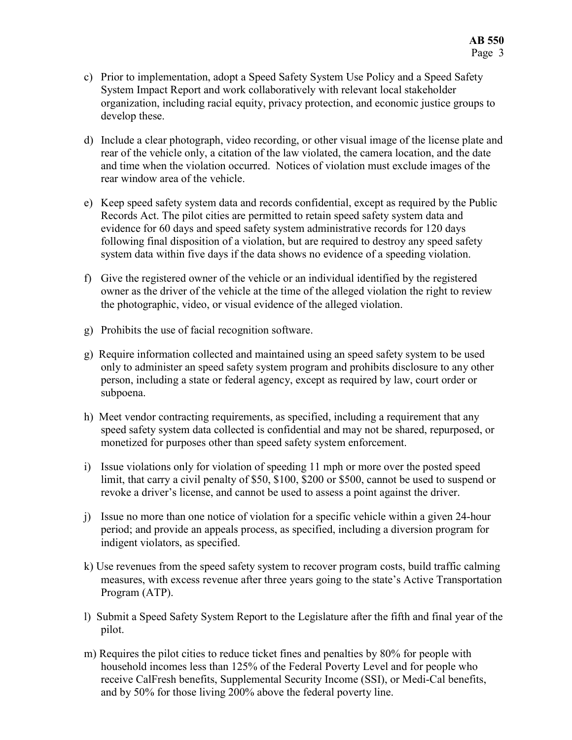c) Prior to implementation, adopt a Speed Safety System Use Policy and a Speed Safety System Impact Report and work collaboratively with relevant local stakeholder organization, including racial equity, privacy protection, and economic justice groups to develop these.

d) Include a clear photograph, video recording, or other visual image of the license plate and rear of the vehicle only, a citation of the law violated, the camera location, and the date and time when the violation occurred. Notices of violation must exclude images of the rear window area of the vehicle.

e) Keep speed safety system data and records confidential, except as required by the Public Records Act. The pilot cities are permitted to retain speed safety system data and evidence for 60 days and speed safety system administrative records for 120 days following final disposition of a violation, but are required to destroy any speed safety system data within five days if the data shows no evidence of a speeding violation.

f) Give the registered owner of the vehicle or an individual identified by the registered owner as the driver of the vehicle at the time of the alleged violation the right to review the photographic, video, or visual evidence of the alleged violation.

g) Prohibits the use of facial recognition software.

g) Require information collected and maintained using an speed safety system to be used only to administer an speed safety system program and prohibits disclosure to any other person, including a state or federal agency, except as required by law, court order or subpoena.

h) Meet vendor contracting requirements, as specified, including a requirement that any speed safety system data collected is confidential and may not be shared, repurposed, or monetized for purposes other than speed safety system enforcement.

i) Issue violations only for violation of speeding 11 mph or more over the posted speed limit, that carry a civil penalty of $50, $100, $200 or $500, cannot be used to suspend or revoke a driver's license, and cannot be used to assess a point against the driver.

j) Issue no more than one notice of violation for a specific vehicle within a given 24-hour period; and provide an appeals process, as specified, including a diversion program for indigent violators, as specified.

k) Use revenues from the speed safety system to recover program costs, build traffic calming measures, with excess revenue after three years going to the state's Active Transportation Program (ATP).

l) Submit a Speed Safety System Report to the Legislature after the fifth and final year of the pilot.

m) Requires the pilot cities to reduce ticket fines and penalties by 80% for people with household incomes less than 125% of the Federal Poverty Level and for people who receive CalFresh benefits, Supplemental Security Income (SSI), or Medi-Cal benefits, and by 50% for those living 200% above the federal poverty line.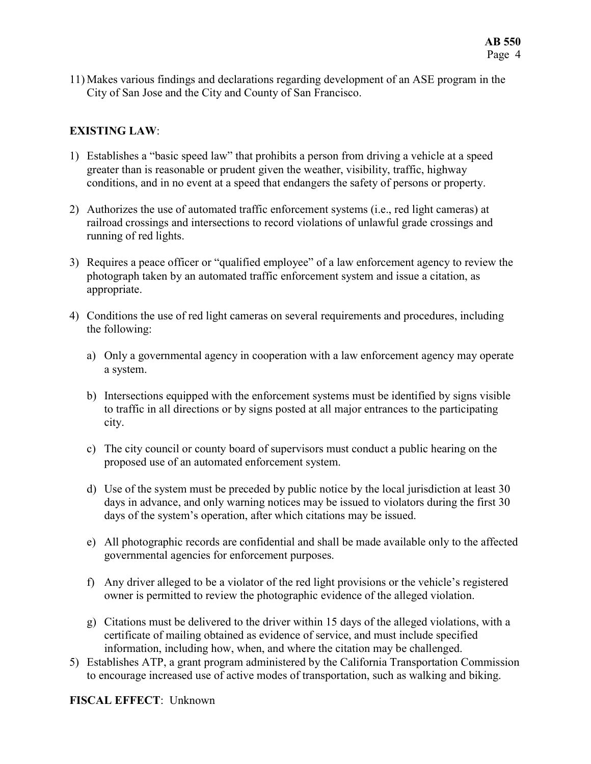11) Makes various findings and declarations regarding development of an ASE program in the City of San Jose and the City and County of San Francisco.

**EXISTING LAW**:

1) Establishes a "basic speed law" that prohibits a person from driving a vehicle at a speed greater than is reasonable or prudent given the weather, visibility, traffic, highway conditions, and in no event at a speed that endangers the safety of persons or property.

2) Authorizes the use of automated traffic enforcement systems (i.e., red light cameras) at railroad crossings and intersections to record violations of unlawful grade crossings and running of red lights.

3) Requires a peace officer or "qualified employee" of a law enforcement agency to review the photograph taken by an automated traffic enforcement system and issue a citation, as appropriate.

4) Conditions the use of red light cameras on several requirements and procedures, including the following:

   a) Only a governmental agency in cooperation with a law enforcement agency may operate a system.

   b) Intersections equipped with the enforcement systems must be identified by signs visible to traffic in all directions or by signs posted at all major entrances to the participating city.

   c) The city council or county board of supervisors must conduct a public hearing on the proposed use of an automated enforcement system.

   d) Use of the system must be preceded by public notice by the local jurisdiction at least 30 days in advance, and only warning notices may be issued to violators during the first 30 days of the system's operation, after which citations may be issued.

   e) All photographic records are confidential and shall be made available only to the affected governmental agencies for enforcement purposes.

   f) Any driver alleged to be a violator of the red light provisions or the vehicle's registered owner is permitted to review the photographic evidence of the alleged violation.

   g) Citations must be delivered to the driver within 15 days of the alleged violations, with a certificate of mailing obtained as evidence of service, and must include specified information, including how, when, and where the citation may be challenged.

5) Establishes ATP, a grant program administered by the California Transportation Commission to encourage increased use of active modes of transportation, such as walking and biking.

**FISCAL EFFECT**: Unknown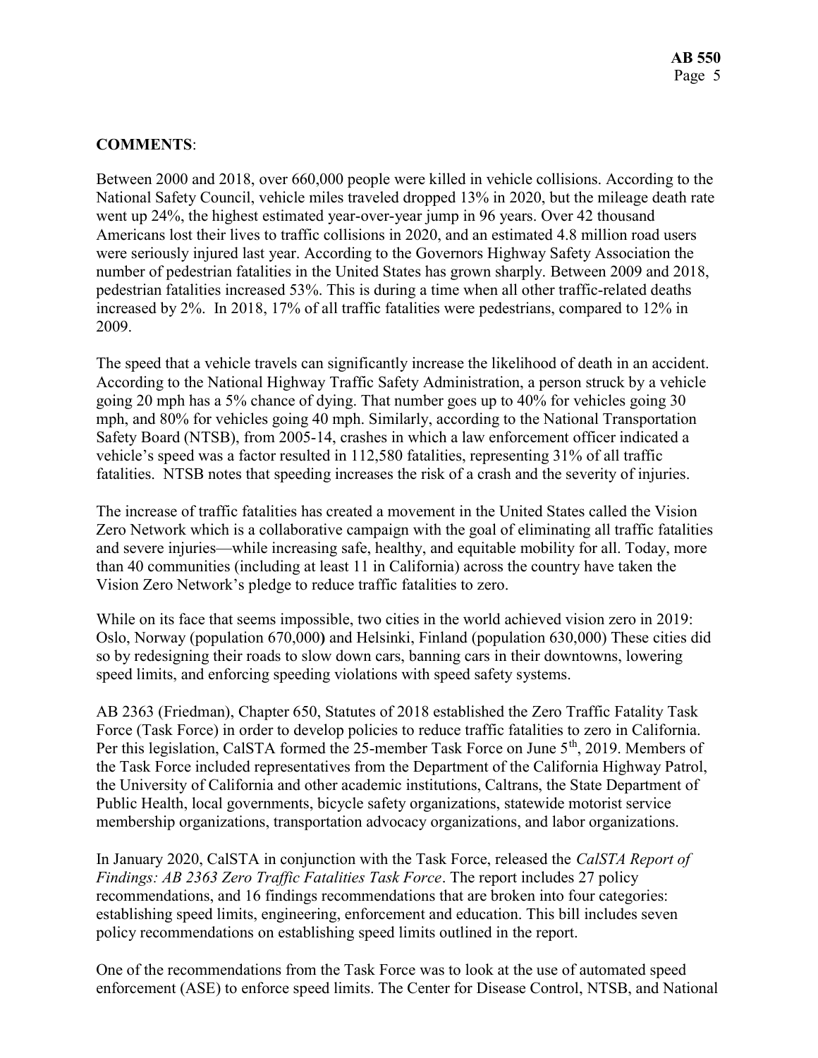**COMMENTS**:

Between 2000 and 2018, over 660,000 people were killed in vehicle collisions. According to the National Safety Council, vehicle miles traveled dropped 13% in 2020, but the mileage death rate went up 24%, the highest estimated year-over-year jump in 96 years. Over 42 thousand Americans lost their lives to traffic collisions in 2020, and an estimated 4.8 million road users were seriously injured last year. According to the Governors Highway Safety Association the number of pedestrian fatalities in the United States has grown sharply. Between 2009 and 2018, pedestrian fatalities increased 53%. This is during a time when all other traffic-related deaths increased by 2%. In 2018, 17% of all traffic fatalities were pedestrians, compared to 12% in 2009.

The speed that a vehicle travels can significantly increase the likelihood of death in an accident. According to the National Highway Traffic Safety Administration, a person struck by a vehicle going 20 mph has a 5% chance of dying. That number goes up to 40% for vehicles going 30 mph, and 80% for vehicles going 40 mph. Similarly, according to the National Transportation Safety Board (NTSB), from 2005-14, crashes in which a law enforcement officer indicated a vehicle's speed was a factor resulted in 112,580 fatalities, representing 31% of all traffic fatalities. NTSB notes that speeding increases the risk of a crash and the severity of injuries.

The increase of traffic fatalities has created a movement in the United States called the Vision Zero Network which is a collaborative campaign with the goal of eliminating all traffic fatalities and severe injuries—while increasing safe, healthy, and equitable mobility for all. Today, more than 40 communities (including at least 11 in California) across the country have taken the Vision Zero Network's pledge to reduce traffic fatalities to zero.

While on its face that seems impossible, two cities in the world achieved vision zero in 2019: Oslo, Norway (population 670,000**)** and Helsinki, Finland (population 630,000) These cities did so by redesigning their roads to slow down cars, banning cars in their downtowns, lowering speed limits, and enforcing speeding violations with speed safety systems.

AB 2363 (Friedman), Chapter 650, Statutes of 2018 established the Zero Traffic Fatality Task Force (Task Force) in order to develop policies to reduce traffic fatalities to zero in California. Per this legislation, CalSTA formed the 25-member Task Force on June 5th, 2019. Members of the Task Force included representatives from the Department of the California Highway Patrol, the University of California and other academic institutions, Caltrans, the State Department of Public Health, local governments, bicycle safety organizations, statewide motorist service membership organizations, transportation advocacy organizations, and labor organizations.

In January 2020, CalSTA in conjunction with the Task Force, released the *CalSTA Report of Findings: AB 2363 Zero Traffic Fatalities Task Force*. The report includes 27 policy recommendations, and 16 findings recommendations that are broken into four categories: establishing speed limits, engineering, enforcement and education. This bill includes seven policy recommendations on establishing speed limits outlined in the report.

One of the recommendations from the Task Force was to look at the use of automated speed enforcement (ASE) to enforce speed limits. The Center for Disease Control, NTSB, and National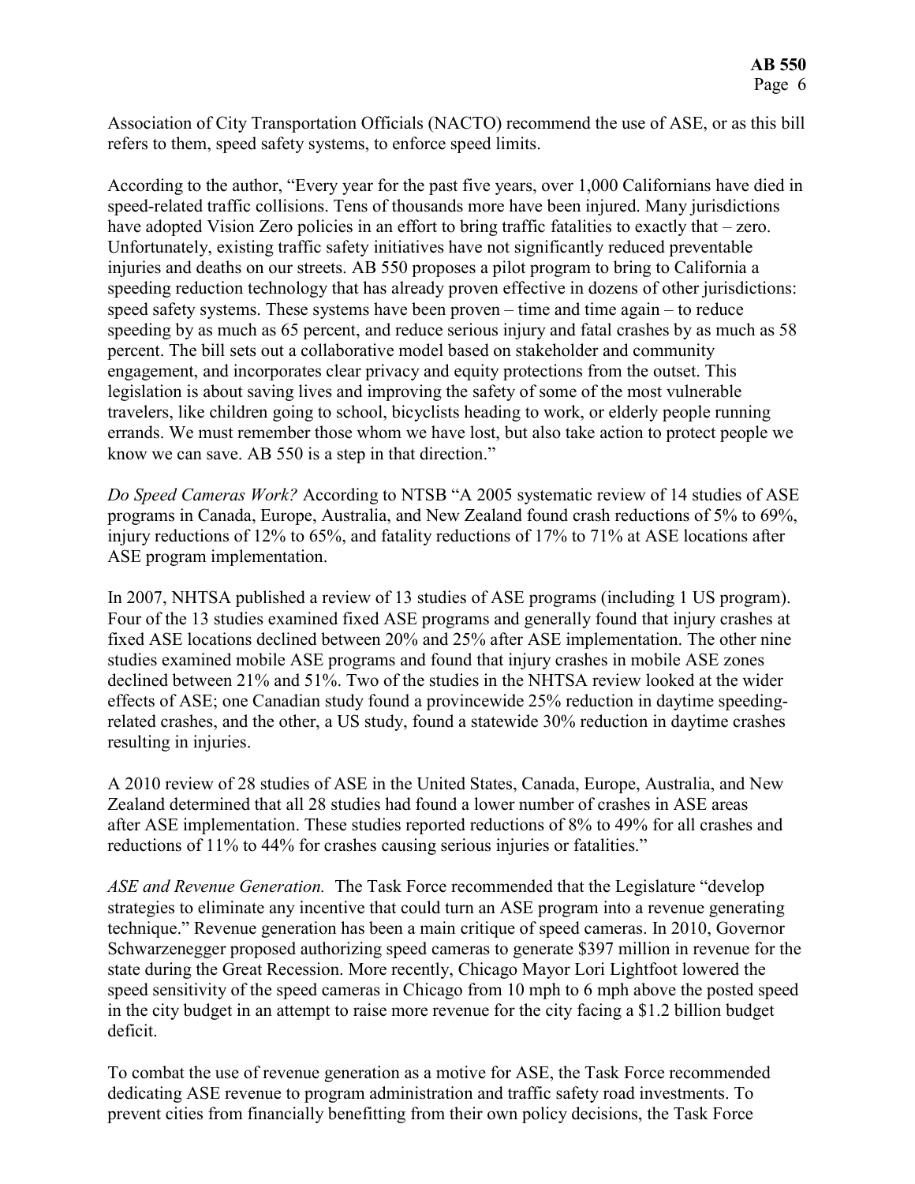Association of City Transportation Officials (NACTO) recommend the use of ASE, or as this bill refers to them, speed safety systems, to enforce speed limits.

According to the author, "Every year for the past five years, over 1,000 Californians have died in speed-related traffic collisions. Tens of thousands more have been injured. Many jurisdictions have adopted Vision Zero policies in an effort to bring traffic fatalities to exactly that – zero. Unfortunately, existing traffic safety initiatives have not significantly reduced preventable injuries and deaths on our streets. AB 550 proposes a pilot program to bring to California a speeding reduction technology that has already proven effective in dozens of other jurisdictions: speed safety systems. These systems have been proven – time and time again – to reduce speeding by as much as 65 percent, and reduce serious injury and fatal crashes by as much as 58 percent. The bill sets out a collaborative model based on stakeholder and community engagement, and incorporates clear privacy and equity protections from the outset. This legislation is about saving lives and improving the safety of some of the most vulnerable travelers, like children going to school, bicyclists heading to work, or elderly people running errands. We must remember those whom we have lost, but also take action to protect people we know we can save. AB 550 is a step in that direction."

*Do Speed Cameras Work?* According to NTSB "A 2005 systematic review of 14 studies of ASE programs in Canada, Europe, Australia, and New Zealand found crash reductions of 5% to 69%, injury reductions of 12% to 65%, and fatality reductions of 17% to 71% at ASE locations after ASE program implementation.

In 2007, NHTSA published a review of 13 studies of ASE programs (including 1 US program). Four of the 13 studies examined fixed ASE programs and generally found that injury crashes at fixed ASE locations declined between 20% and 25% after ASE implementation. The other nine studies examined mobile ASE programs and found that injury crashes in mobile ASE zones declined between 21% and 51%. Two of the studies in the NHTSA review looked at the wider effects of ASE; one Canadian study found a provincewide 25% reduction in daytime speeding-related crashes, and the other, a US study, found a statewide 30% reduction in daytime crashes resulting in injuries.

A 2010 review of 28 studies of ASE in the United States, Canada, Europe, Australia, and New Zealand determined that all 28 studies had found a lower number of crashes in ASE areas after ASE implementation. These studies reported reductions of 8% to 49% for all crashes and reductions of 11% to 44% for crashes causing serious injuries or fatalities."

*ASE and Revenue Generation.* The Task Force recommended that the Legislature "develop strategies to eliminate any incentive that could turn an ASE program into a revenue generating technique." Revenue generation has been a main critique of speed cameras. In 2010, Governor Schwarzenegger proposed authorizing speed cameras to generate $397 million in revenue for the state during the Great Recession. More recently, Chicago Mayor Lori Lightfoot lowered the speed sensitivity of the speed cameras in Chicago from 10 mph to 6 mph above the posted speed in the city budget in an attempt to raise more revenue for the city facing a $1.2 billion budget deficit.

To combat the use of revenue generation as a motive for ASE, the Task Force recommended dedicating ASE revenue to program administration and traffic safety road investments. To prevent cities from financially benefitting from their own policy decisions, the Task Force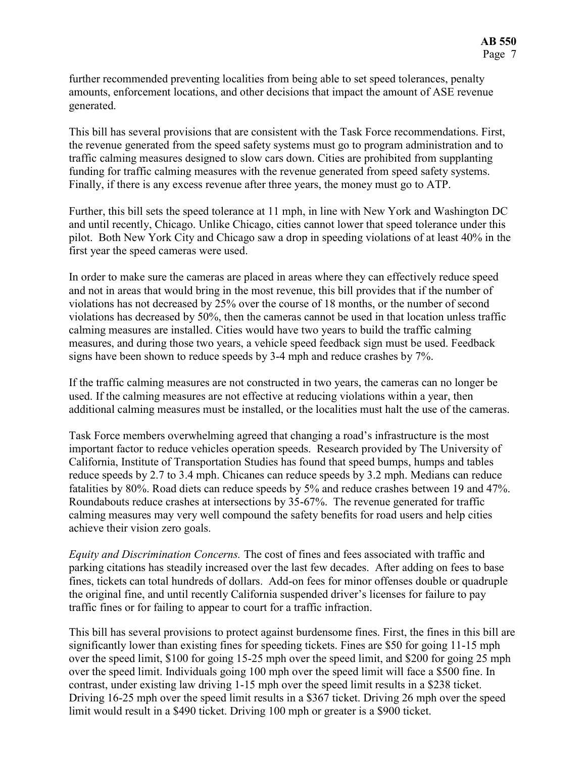further recommended preventing localities from being able to set speed tolerances, penalty amounts, enforcement locations, and other decisions that impact the amount of ASE revenue generated.

This bill has several provisions that are consistent with the Task Force recommendations. First, the revenue generated from the speed safety systems must go to program administration and to traffic calming measures designed to slow cars down. Cities are prohibited from supplanting funding for traffic calming measures with the revenue generated from speed safety systems. Finally, if there is any excess revenue after three years, the money must go to ATP.

Further, this bill sets the speed tolerance at 11 mph, in line with New York and Washington DC and until recently, Chicago. Unlike Chicago, cities cannot lower that speed tolerance under this pilot. Both New York City and Chicago saw a drop in speeding violations of at least 40% in the first year the speed cameras were used.

In order to make sure the cameras are placed in areas where they can effectively reduce speed and not in areas that would bring in the most revenue, this bill provides that if the number of violations has not decreased by 25% over the course of 18 months, or the number of second violations has decreased by 50%, then the cameras cannot be used in that location unless traffic calming measures are installed. Cities would have two years to build the traffic calming measures, and during those two years, a vehicle speed feedback sign must be used. Feedback signs have been shown to reduce speeds by 3-4 mph and reduce crashes by 7%.

If the traffic calming measures are not constructed in two years, the cameras can no longer be used. If the calming measures are not effective at reducing violations within a year, then additional calming measures must be installed, or the localities must halt the use of the cameras.

Task Force members overwhelming agreed that changing a road's infrastructure is the most important factor to reduce vehicles operation speeds. Research provided by The University of California, Institute of Transportation Studies has found that speed bumps, humps and tables reduce speeds by 2.7 to 3.4 mph. Chicanes can reduce speeds by 3.2 mph. Medians can reduce fatalities by 80%. Road diets can reduce speeds by 5% and reduce crashes between 19 and 47%. Roundabouts reduce crashes at intersections by 35-67%. The revenue generated for traffic calming measures may very well compound the safety benefits for road users and help cities achieve their vision zero goals.

*Equity and Discrimination Concerns.* The cost of fines and fees associated with traffic and parking citations has steadily increased over the last few decades. After adding on fees to base fines, tickets can total hundreds of dollars. Add-on fees for minor offenses double or quadruple the original fine, and until recently California suspended driver's licenses for failure to pay traffic fines or for failing to appear to court for a traffic infraction.

This bill has several provisions to protect against burdensome fines. First, the fines in this bill are significantly lower than existing fines for speeding tickets. Fines are $50 for going 11-15 mph over the speed limit, $100 for going 15-25 mph over the speed limit, and $200 for going 25 mph over the speed limit. Individuals going 100 mph over the speed limit will face a $500 fine. In contrast, under existing law driving 1-15 mph over the speed limit results in a $238 ticket. Driving 16-25 mph over the speed limit results in a $367 ticket. Driving 26 mph over the speed limit would result in a $490 ticket. Driving 100 mph or greater is a $900 ticket.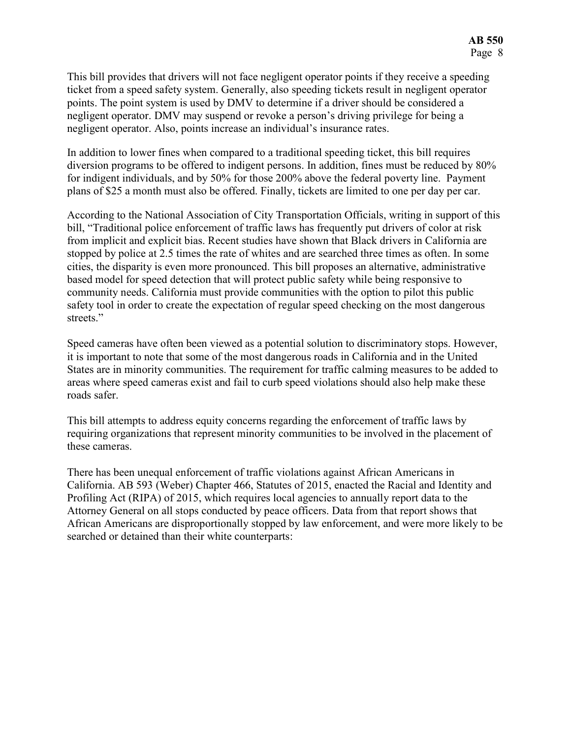This bill provides that drivers will not face negligent operator points if they receive a speeding ticket from a speed safety system. Generally, also speeding tickets result in negligent operator points. The point system is used by DMV to determine if a driver should be considered a negligent operator. DMV may suspend or revoke a person's driving privilege for being a negligent operator. Also, points increase an individual's insurance rates.

In addition to lower fines when compared to a traditional speeding ticket, this bill requires diversion programs to be offered to indigent persons. In addition, fines must be reduced by 80% for indigent individuals, and by 50% for those 200% above the federal poverty line. Payment plans of $25 a month must also be offered. Finally, tickets are limited to one per day per car.

According to the National Association of City Transportation Officials, writing in support of this bill, "Traditional police enforcement of traffic laws has frequently put drivers of color at risk from implicit and explicit bias. Recent studies have shown that Black drivers in California are stopped by police at 2.5 times the rate of whites and are searched three times as often. In some cities, the disparity is even more pronounced. This bill proposes an alternative, administrative based model for speed detection that will protect public safety while being responsive to community needs. California must provide communities with the option to pilot this public safety tool in order to create the expectation of regular speed checking on the most dangerous streets."

Speed cameras have often been viewed as a potential solution to discriminatory stops. However, it is important to note that some of the most dangerous roads in California and in the United States are in minority communities. The requirement for traffic calming measures to be added to areas where speed cameras exist and fail to curb speed violations should also help make these roads safer.

This bill attempts to address equity concerns regarding the enforcement of traffic laws by requiring organizations that represent minority communities to be involved in the placement of these cameras.

There has been unequal enforcement of traffic violations against African Americans in California. AB 593 (Weber) Chapter 466, Statutes of 2015, enacted the Racial and Identity and Profiling Act (RIPA) of 2015, which requires local agencies to annually report data to the Attorney General on all stops conducted by peace officers. Data from that report shows that African Americans are disproportionally stopped by law enforcement, and were more likely to be searched or detained than their white counterparts: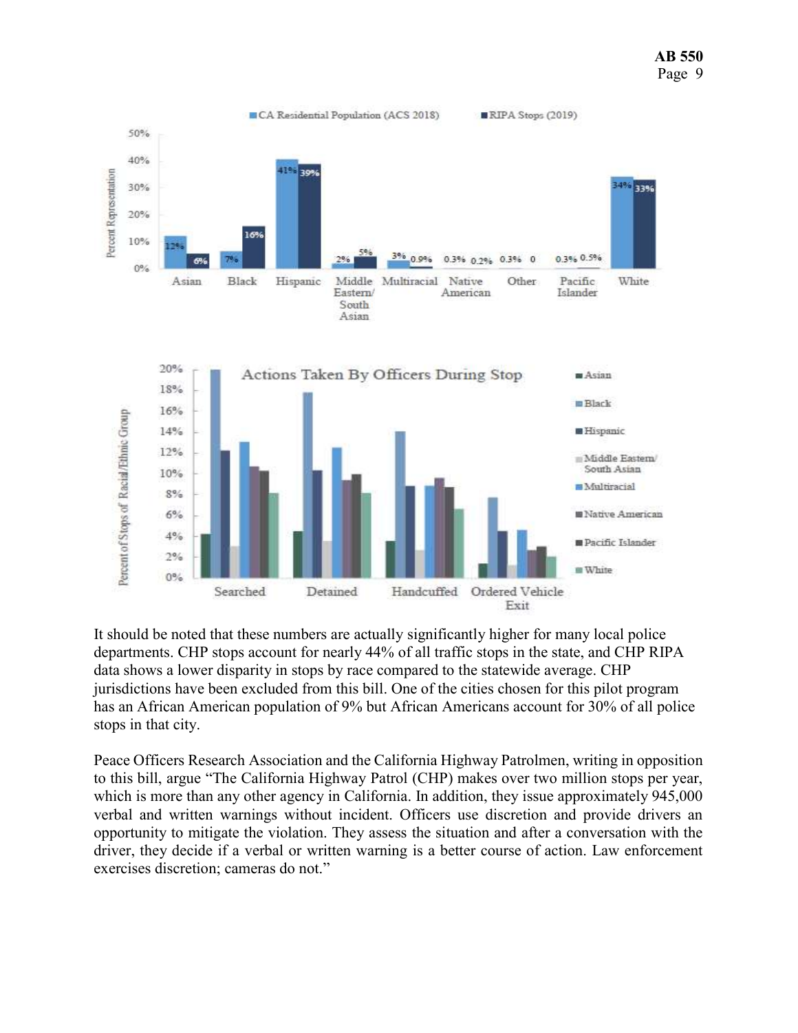It should be noted that these numbers are actually significantly higher for many local police departments. CHP stops account for nearly 44% of all traffic stops in the state, and CHP RIPA data shows a lower disparity in stops by race compared to the statewide average. CHP jurisdictions have been excluded from this bill. One of the cities chosen for this pilot program has an African American population of 9% but African Americans account for 30% of all police stops in that city.

Peace Officers Research Association and the California Highway Patrolmen, writing in opposition to this bill, argue "The California Highway Patrol (CHP) makes over two million stops per year, which is more than any other agency in California. In addition, they issue approximately 945,000 verbal and written warnings without incident. Officers use discretion and provide drivers an opportunity to mitigate the violation. They assess the situation and after a conversation with the driver, they decide if a verbal or written warning is a better course of action. Law enforcement exercises discretion; cameras do not."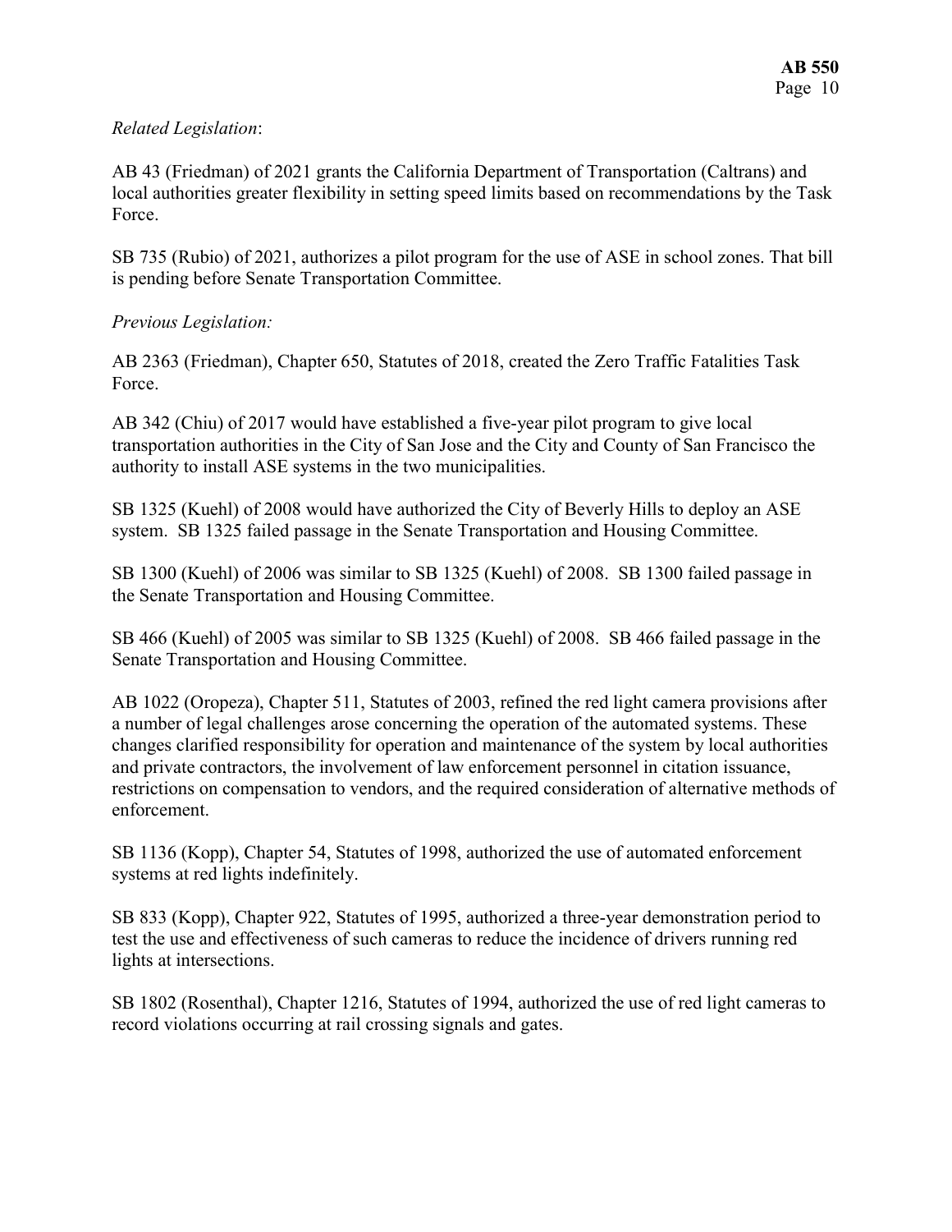*Related Legislation*:

AB 43 (Friedman) of 2021 grants the California Department of Transportation (Caltrans) and local authorities greater flexibility in setting speed limits based on recommendations by the Task Force.

SB 735 (Rubio) of 2021, authorizes a pilot program for the use of ASE in school zones. That bill is pending before Senate Transportation Committee.

*Previous Legislation:*

AB 2363 (Friedman), Chapter 650, Statutes of 2018, created the Zero Traffic Fatalities Task Force.

AB 342 (Chiu) of 2017 would have established a five-year pilot program to give local transportation authorities in the City of San Jose and the City and County of San Francisco the authority to install ASE systems in the two municipalities.

SB 1325 (Kuehl) of 2008 would have authorized the City of Beverly Hills to deploy an ASE system. SB 1325 failed passage in the Senate Transportation and Housing Committee.

SB 1300 (Kuehl) of 2006 was similar to SB 1325 (Kuehl) of 2008. SB 1300 failed passage in the Senate Transportation and Housing Committee.

SB 466 (Kuehl) of 2005 was similar to SB 1325 (Kuehl) of 2008. SB 466 failed passage in the Senate Transportation and Housing Committee.

AB 1022 (Oropeza), Chapter 511, Statutes of 2003, refined the red light camera provisions after a number of legal challenges arose concerning the operation of the automated systems. These changes clarified responsibility for operation and maintenance of the system by local authorities and private contractors, the involvement of law enforcement personnel in citation issuance, restrictions on compensation to vendors, and the required consideration of alternative methods of enforcement.

SB 1136 (Kopp), Chapter 54, Statutes of 1998, authorized the use of automated enforcement systems at red lights indefinitely.

SB 833 (Kopp), Chapter 922, Statutes of 1995, authorized a three-year demonstration period to test the use and effectiveness of such cameras to reduce the incidence of drivers running red lights at intersections.

SB 1802 (Rosenthal), Chapter 1216, Statutes of 1994, authorized the use of red light cameras to record violations occurring at rail crossing signals and gates.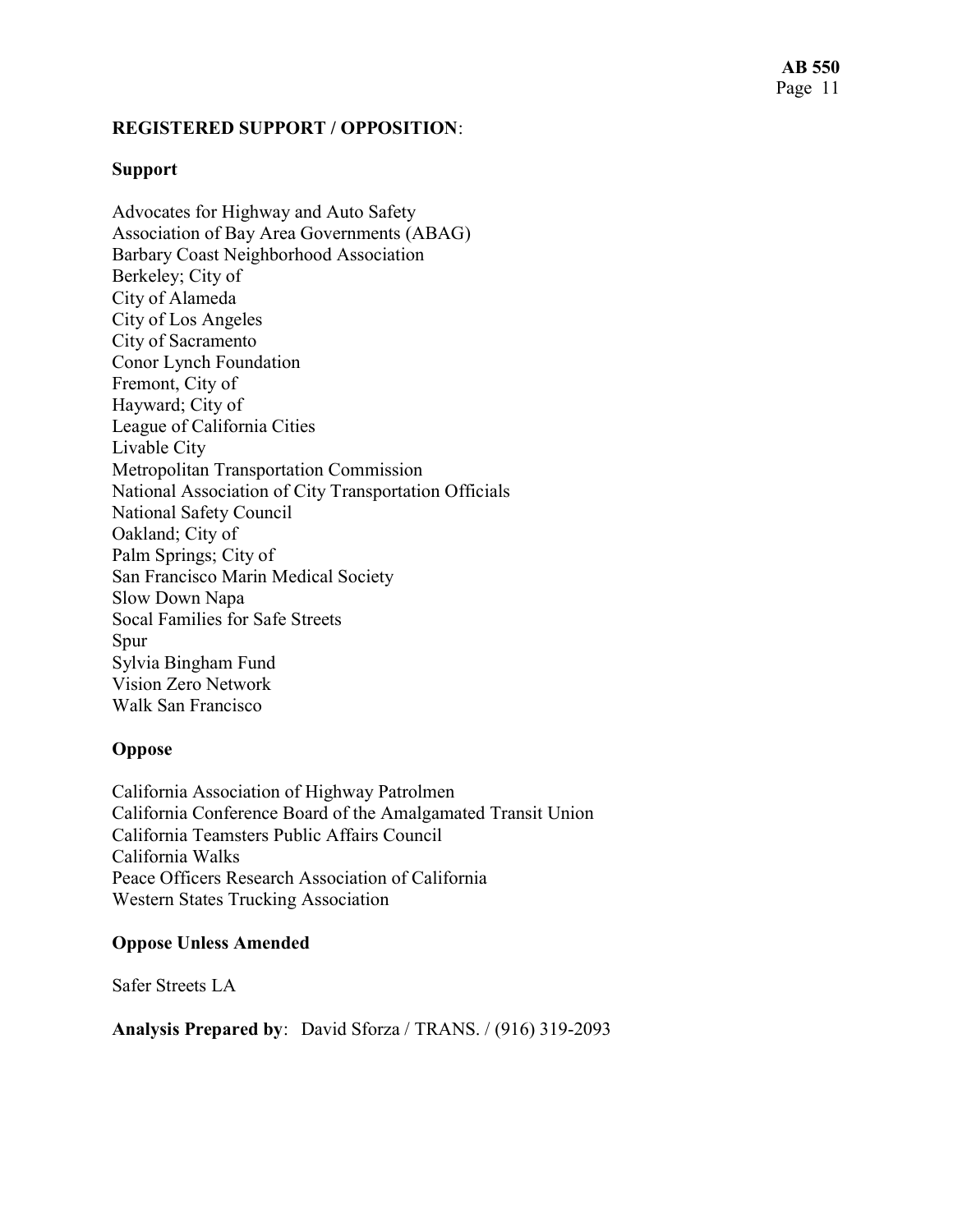**REGISTERED SUPPORT / OPPOSITION**:

**Support**

Advocates for Highway and Auto Safety
Association of Bay Area Governments (ABAG)
Barbary Coast Neighborhood Association
Berkeley; City of
City of Alameda
City of Los Angeles
City of Sacramento
Conor Lynch Foundation
Fremont, City of
Hayward; City of
League of California Cities
Livable City
Metropolitan Transportation Commission
National Association of City Transportation Officials
National Safety Council
Oakland; City of
Palm Springs; City of
San Francisco Marin Medical Society
Slow Down Napa
Socal Families for Safe Streets
Spur
Sylvia Bingham Fund
Vision Zero Network
Walk San Francisco

**Oppose**

California Association of Highway Patrolmen
California Conference Board of the Amalgamated Transit Union
California Teamsters Public Affairs Council
California Walks
Peace Officers Research Association of California
Western States Trucking Association

**Oppose Unless Amended**

Safer Streets LA

**Analysis Prepared by**: David Sforza / TRANS. / (916) 319-2093